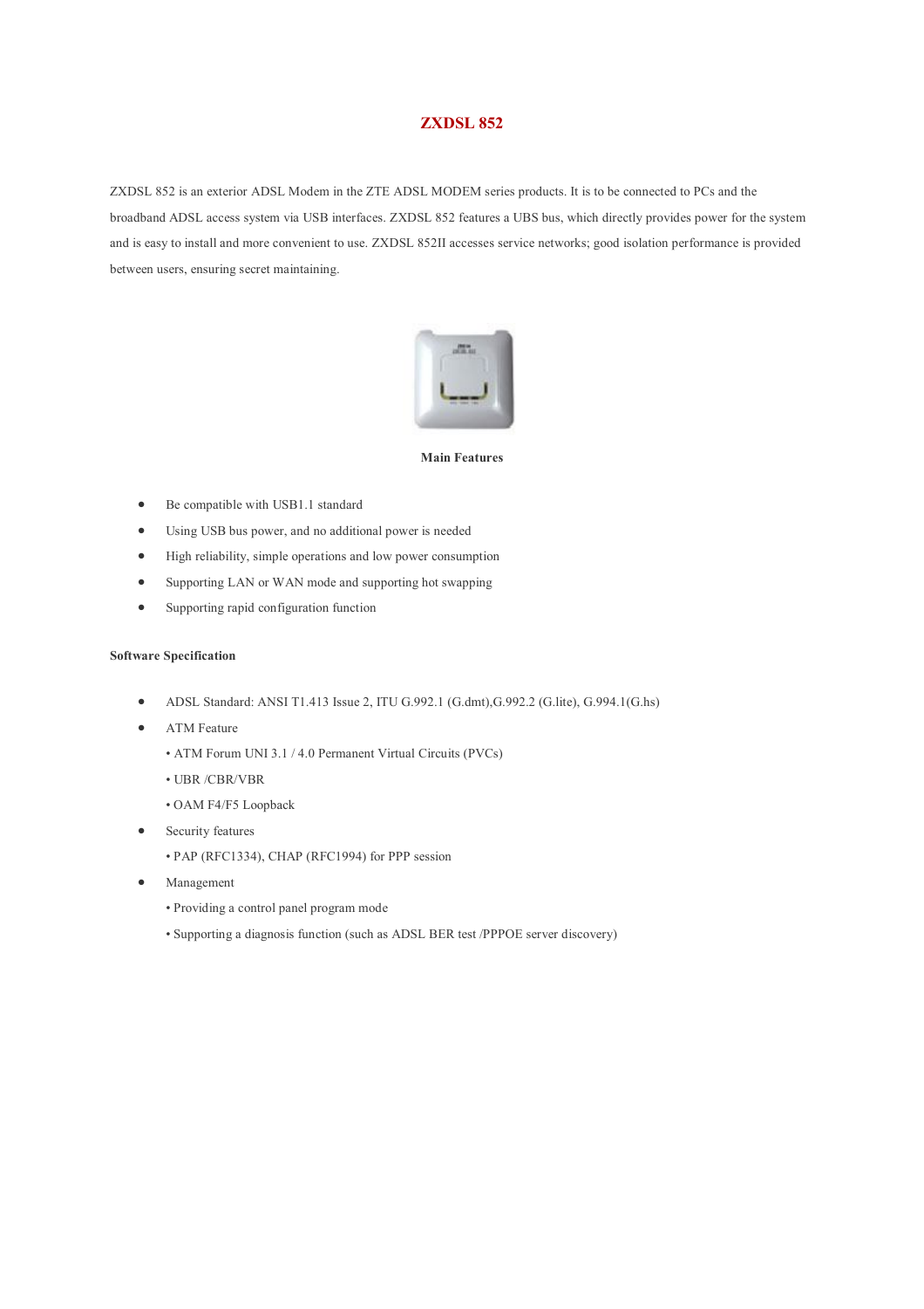# ZXDSL 852

ZXDSL 852 is an exterior ADSL Modem in the ZTE ADSL MODEM series products. It is to be connected to PCs and the broadband ADSL access system via USB interfaces. ZXDSL 852 features a UBS bus, which directly provides power for the system and is easy to install and more convenient to use. ZXDSL 852II accesses service networks; good isolation performance is provided between users, ensuring secret maintaining.

**Main Features**

- Be compatible with USB1.1 standard
- Using USB bus power, and no additional power is needed
- High reliability, simple operations and low power consumption
- Supporting LAN or WAN mode and supporting hot swapping
- Supporting rapid configuration function

**Software Specification**

- ADSL Standard: ANSI T1.413 Issue 2, ITU G.992.1 (G.dmt),G.992.2 (G.lite), G.994.1(G.hs)
- ATM Feature
  - ATM Forum UNI 3.1 / 4.0 Permanent Virtual Circuits (PVCs)
  - UBR /CBR/VBR
  - OAM F4/F5 Loopback
- Security features
  - PAP (RFC1334), CHAP (RFC1994) for PPP session
- Management
  - Providing a control panel program mode
  - Supporting a diagnosis function (such as ADSL BER test /PPPOE server discovery)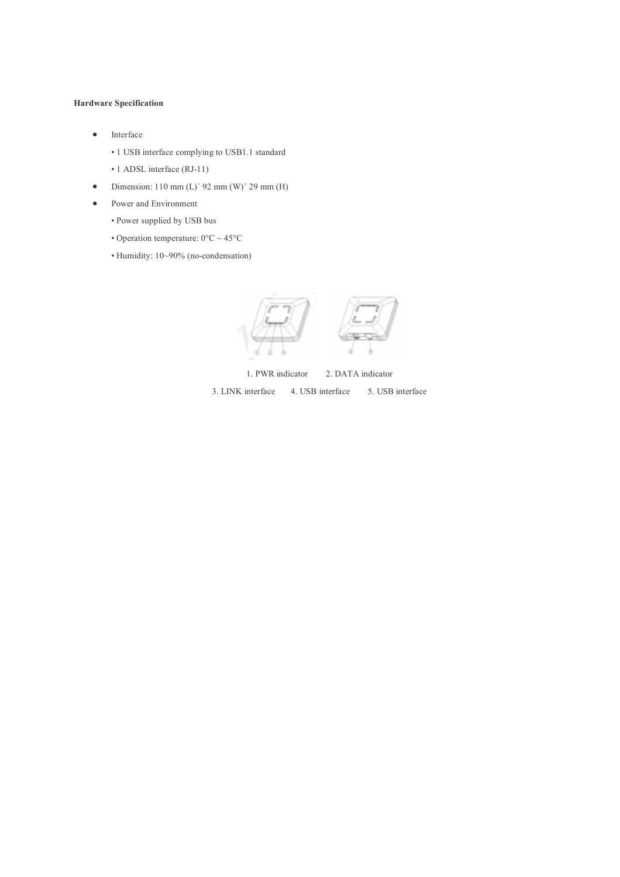**Hardware Specification**

- Interface
  - • 1 USB interface complying to USB1.1 standard
  - • 1 ADSL interface (RJ-11)
- Dimension: 110 mm (L)´ 92 mm (W)´ 29 mm (H)
- Power and Environment
  - • Power supplied by USB bus
  - • Operation temperature: 0°C ~ 45°C
  - • Humidity: 10~90% (no-condensation)

1. PWR indicator 2. DATA indicator

3. LINK interface 4. USB interface 5. USB interface